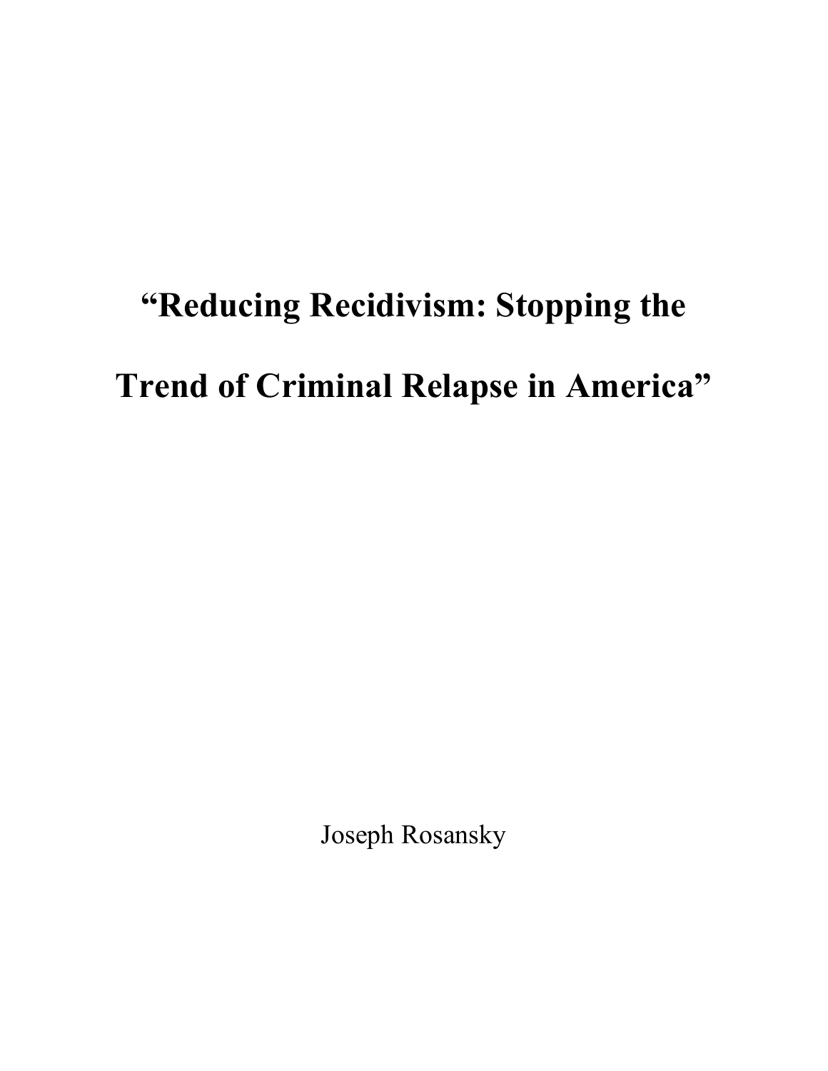# "Reducing Recidivism: Stopping the Trend of Criminal Relapse in America"

Joseph Rosansky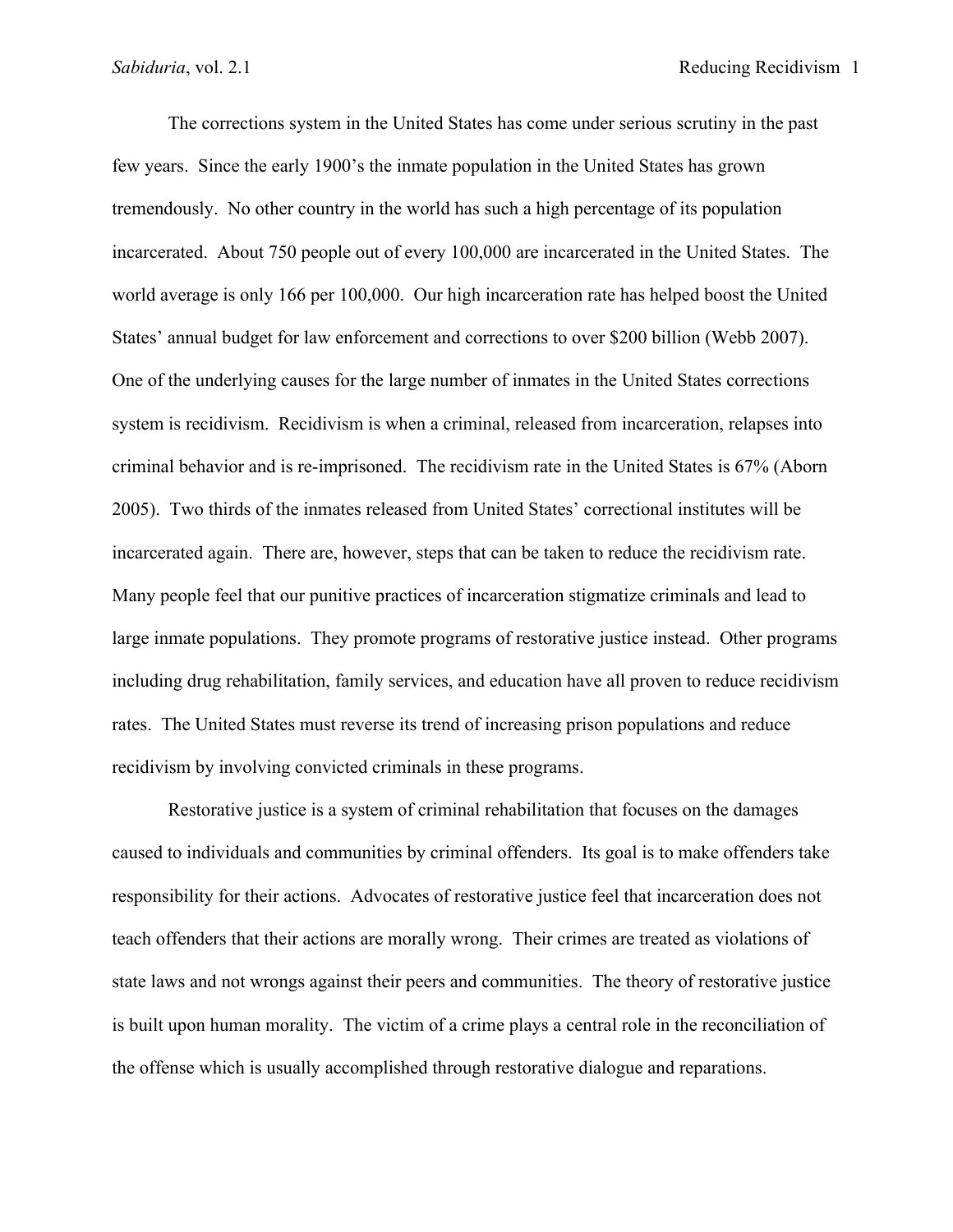The corrections system in the United States has come under serious scrutiny in the past few years. Since the early 1900's the inmate population in the United States has grown tremendously. No other country in the world has such a high percentage of its population incarcerated. About 750 people out of every 100,000 are incarcerated in the United States. The world average is only 166 per 100,000. Our high incarceration rate has helped boost the United States' annual budget for law enforcement and corrections to over $200 billion (Webb 2007). One of the underlying causes for the large number of inmates in the United States corrections system is recidivism. Recidivism is when a criminal, released from incarceration, relapses into criminal behavior and is re-imprisoned. The recidivism rate in the United States is 67% (Aborn 2005). Two thirds of the inmates released from United States' correctional institutes will be incarcerated again. There are, however, steps that can be taken to reduce the recidivism rate. Many people feel that our punitive practices of incarceration stigmatize criminals and lead to large inmate populations. They promote programs of restorative justice instead. Other programs including drug rehabilitation, family services, and education have all proven to reduce recidivism rates. The United States must reverse its trend of increasing prison populations and reduce recidivism by involving convicted criminals in these programs.

Restorative justice is a system of criminal rehabilitation that focuses on the damages caused to individuals and communities by criminal offenders. Its goal is to make offenders take responsibility for their actions. Advocates of restorative justice feel that incarceration does not teach offenders that their actions are morally wrong. Their crimes are treated as violations of state laws and not wrongs against their peers and communities. The theory of restorative justice is built upon human morality. The victim of a crime plays a central role in the reconciliation of the offense which is usually accomplished through restorative dialogue and reparations.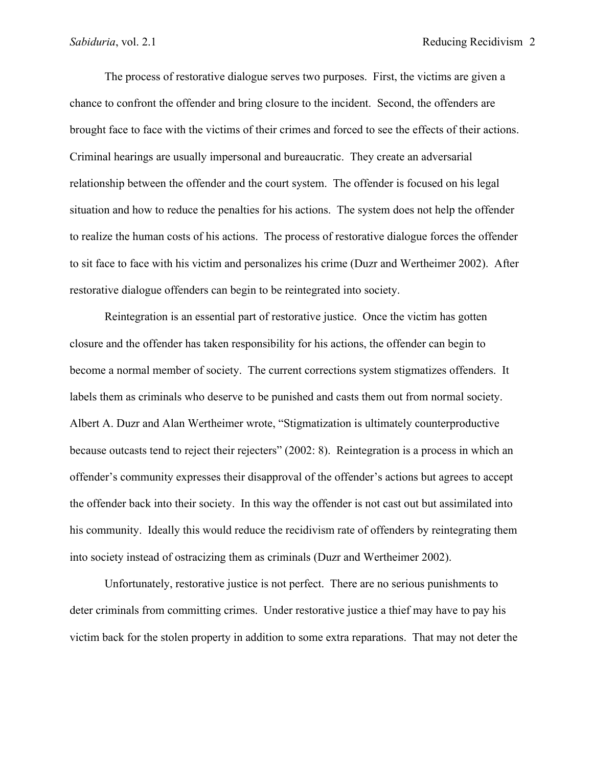The process of restorative dialogue serves two purposes. First, the victims are given a chance to confront the offender and bring closure to the incident. Second, the offenders are brought face to face with the victims of their crimes and forced to see the effects of their actions. Criminal hearings are usually impersonal and bureaucratic. They create an adversarial relationship between the offender and the court system. The offender is focused on his legal situation and how to reduce the penalties for his actions. The system does not help the offender to realize the human costs of his actions. The process of restorative dialogue forces the offender to sit face to face with his victim and personalizes his crime (Duzr and Wertheimer 2002). After restorative dialogue offenders can begin to be reintegrated into society.

Reintegration is an essential part of restorative justice. Once the victim has gotten closure and the offender has taken responsibility for his actions, the offender can begin to become a normal member of society. The current corrections system stigmatizes offenders. It labels them as criminals who deserve to be punished and casts them out from normal society. Albert A. Duzr and Alan Wertheimer wrote, "Stigmatization is ultimately counterproductive because outcasts tend to reject their rejecters" (2002: 8). Reintegration is a process in which an offender's community expresses their disapproval of the offender's actions but agrees to accept the offender back into their society. In this way the offender is not cast out but assimilated into his community. Ideally this would reduce the recidivism rate of offenders by reintegrating them into society instead of ostracizing them as criminals (Duzr and Wertheimer 2002).

Unfortunately, restorative justice is not perfect. There are no serious punishments to deter criminals from committing crimes. Under restorative justice a thief may have to pay his victim back for the stolen property in addition to some extra reparations. That may not deter the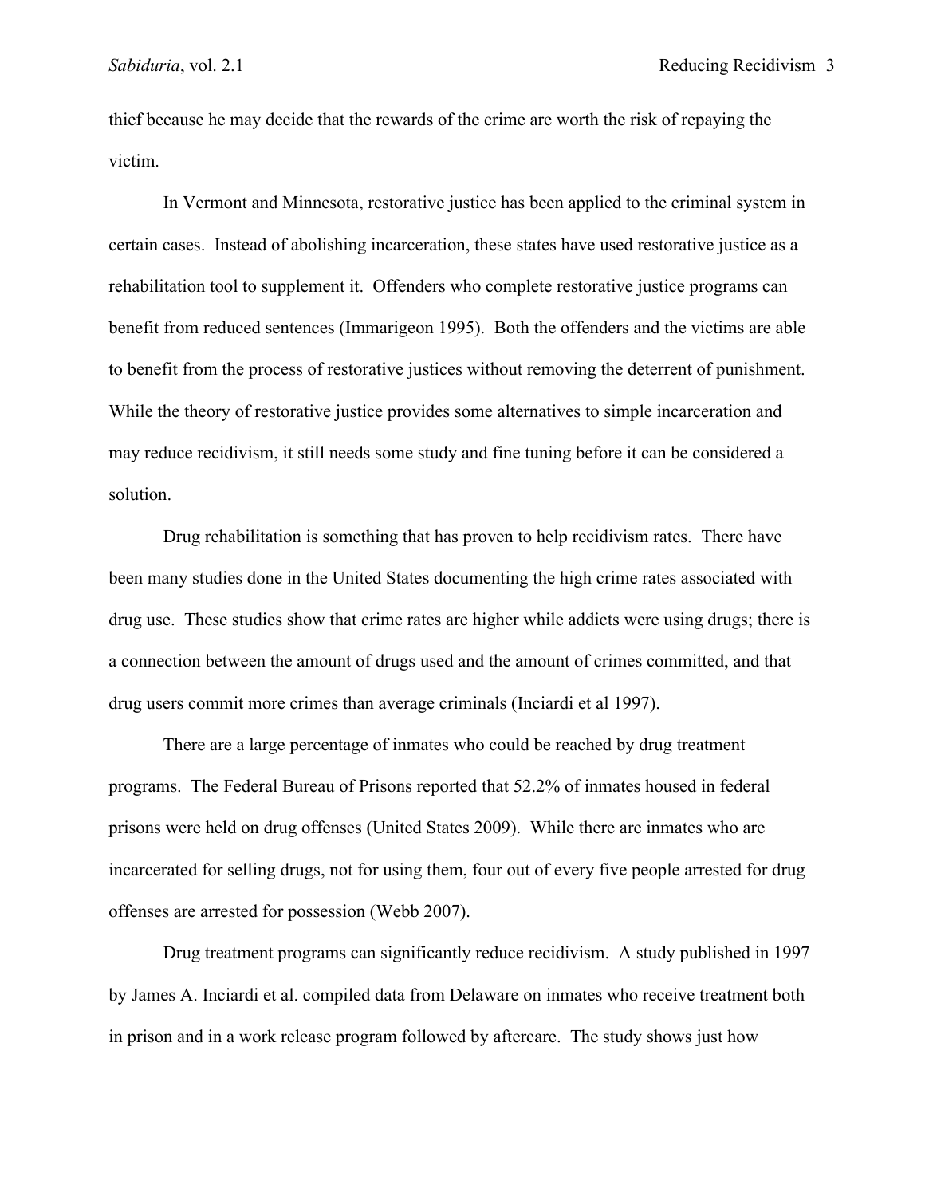thief because he may decide that the rewards of the crime are worth the risk of repaying the victim.

In Vermont and Minnesota, restorative justice has been applied to the criminal system in certain cases. Instead of abolishing incarceration, these states have used restorative justice as a rehabilitation tool to supplement it. Offenders who complete restorative justice programs can benefit from reduced sentences (Immarigeon 1995). Both the offenders and the victims are able to benefit from the process of restorative justices without removing the deterrent of punishment. While the theory of restorative justice provides some alternatives to simple incarceration and may reduce recidivism, it still needs some study and fine tuning before it can be considered a solution.

Drug rehabilitation is something that has proven to help recidivism rates. There have been many studies done in the United States documenting the high crime rates associated with drug use. These studies show that crime rates are higher while addicts were using drugs; there is a connection between the amount of drugs used and the amount of crimes committed, and that drug users commit more crimes than average criminals (Inciardi et al 1997).

There are a large percentage of inmates who could be reached by drug treatment programs. The Federal Bureau of Prisons reported that 52.2% of inmates housed in federal prisons were held on drug offenses (United States 2009). While there are inmates who are incarcerated for selling drugs, not for using them, four out of every five people arrested for drug offenses are arrested for possession (Webb 2007).

Drug treatment programs can significantly reduce recidivism. A study published in 1997 by James A. Inciardi et al. compiled data from Delaware on inmates who receive treatment both in prison and in a work release program followed by aftercare. The study shows just how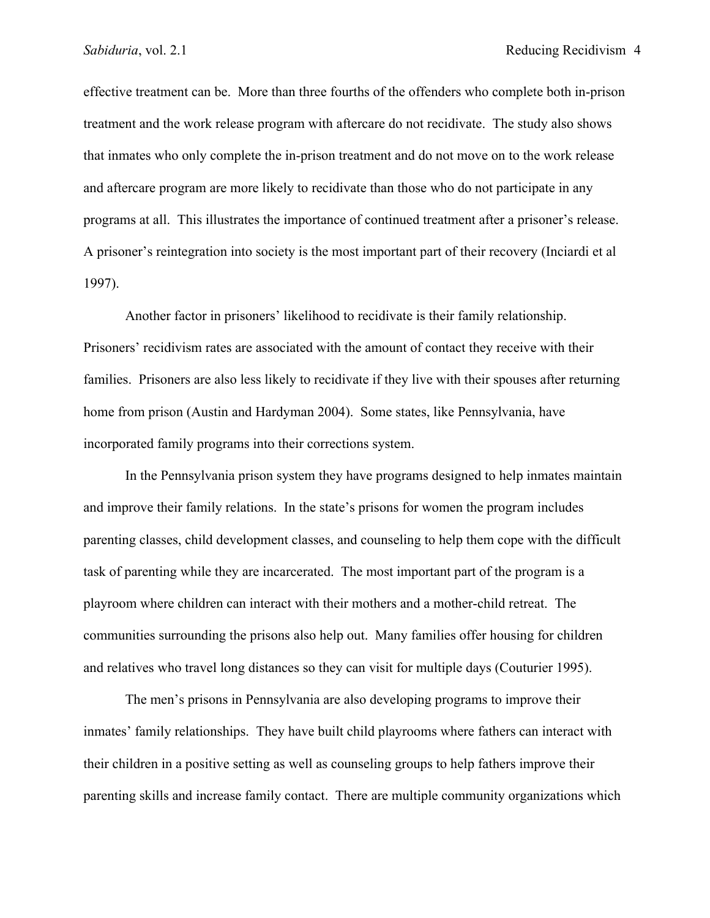effective treatment can be. More than three fourths of the offenders who complete both in-prison treatment and the work release program with aftercare do not recidivate. The study also shows that inmates who only complete the in-prison treatment and do not move on to the work release and aftercare program are more likely to recidivate than those who do not participate in any programs at all. This illustrates the importance of continued treatment after a prisoner's release. A prisoner's reintegration into society is the most important part of their recovery (Inciardi et al 1997).

Another factor in prisoners' likelihood to recidivate is their family relationship. Prisoners' recidivism rates are associated with the amount of contact they receive with their families. Prisoners are also less likely to recidivate if they live with their spouses after returning home from prison (Austin and Hardyman 2004). Some states, like Pennsylvania, have incorporated family programs into their corrections system.

In the Pennsylvania prison system they have programs designed to help inmates maintain and improve their family relations. In the state's prisons for women the program includes parenting classes, child development classes, and counseling to help them cope with the difficult task of parenting while they are incarcerated. The most important part of the program is a playroom where children can interact with their mothers and a mother-child retreat. The communities surrounding the prisons also help out. Many families offer housing for children and relatives who travel long distances so they can visit for multiple days (Couturier 1995).

The men's prisons in Pennsylvania are also developing programs to improve their inmates' family relationships. They have built child playrooms where fathers can interact with their children in a positive setting as well as counseling groups to help fathers improve their parenting skills and increase family contact. There are multiple community organizations which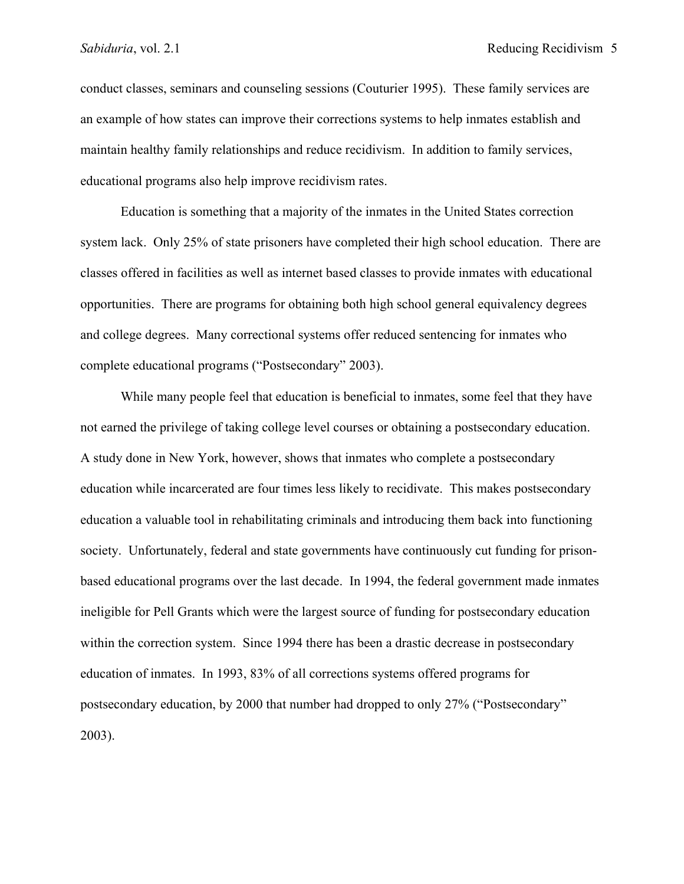conduct classes, seminars and counseling sessions (Couturier 1995). These family services are an example of how states can improve their corrections systems to help inmates establish and maintain healthy family relationships and reduce recidivism. In addition to family services, educational programs also help improve recidivism rates.

Education is something that a majority of the inmates in the United States correction system lack. Only 25% of state prisoners have completed their high school education. There are classes offered in facilities as well as internet based classes to provide inmates with educational opportunities. There are programs for obtaining both high school general equivalency degrees and college degrees. Many correctional systems offer reduced sentencing for inmates who complete educational programs ("Postsecondary" 2003).

While many people feel that education is beneficial to inmates, some feel that they have not earned the privilege of taking college level courses or obtaining a postsecondary education. A study done in New York, however, shows that inmates who complete a postsecondary education while incarcerated are four times less likely to recidivate. This makes postsecondary education a valuable tool in rehabilitating criminals and introducing them back into functioning society. Unfortunately, federal and state governments have continuously cut funding for prison-based educational programs over the last decade. In 1994, the federal government made inmates ineligible for Pell Grants which were the largest source of funding for postsecondary education within the correction system. Since 1994 there has been a drastic decrease in postsecondary education of inmates. In 1993, 83% of all corrections systems offered programs for postsecondary education, by 2000 that number had dropped to only 27% ("Postsecondary" 2003).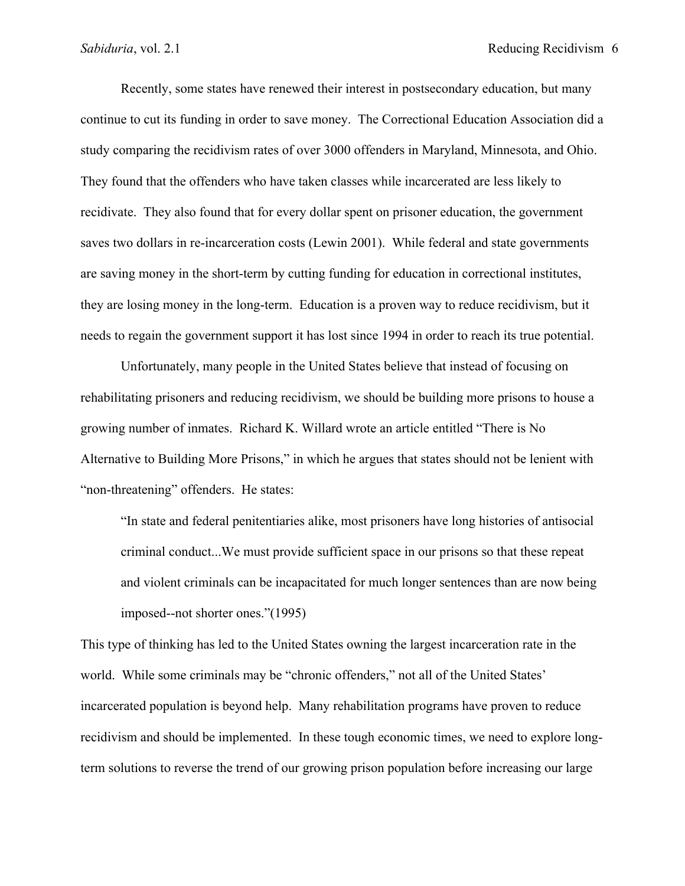Recently, some states have renewed their interest in postsecondary education, but many continue to cut its funding in order to save money. The Correctional Education Association did a study comparing the recidivism rates of over 3000 offenders in Maryland, Minnesota, and Ohio. They found that the offenders who have taken classes while incarcerated are less likely to recidivate. They also found that for every dollar spent on prisoner education, the government saves two dollars in re-incarceration costs (Lewin 2001). While federal and state governments are saving money in the short-term by cutting funding for education in correctional institutes, they are losing money in the long-term. Education is a proven way to reduce recidivism, but it needs to regain the government support it has lost since 1994 in order to reach its true potential.

Unfortunately, many people in the United States believe that instead of focusing on rehabilitating prisoners and reducing recidivism, we should be building more prisons to house a growing number of inmates. Richard K. Willard wrote an article entitled "There is No Alternative to Building More Prisons," in which he argues that states should not be lenient with "non-threatening" offenders. He states:

> "In state and federal penitentiaries alike, most prisoners have long histories of antisocial criminal conduct...We must provide sufficient space in our prisons so that these repeat and violent criminals can be incapacitated for much longer sentences than are now being imposed--not shorter ones."(1995)

This type of thinking has led to the United States owning the largest incarceration rate in the world. While some criminals may be "chronic offenders," not all of the United States' incarcerated population is beyond help. Many rehabilitation programs have proven to reduce recidivism and should be implemented. In these tough economic times, we need to explore long-term solutions to reverse the trend of our growing prison population before increasing our large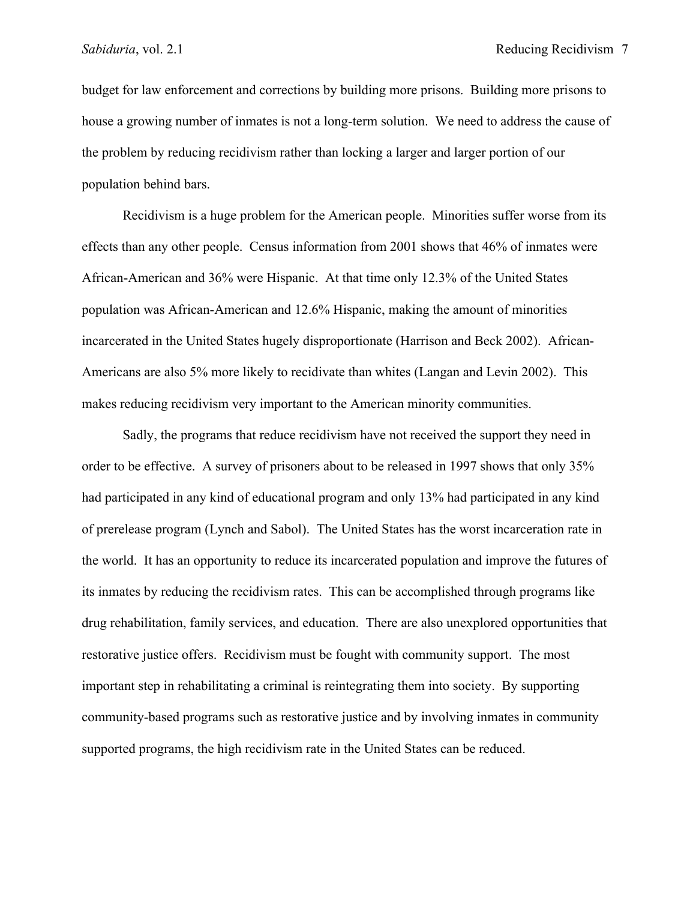budget for law enforcement and corrections by building more prisons. Building more prisons to house a growing number of inmates is not a long-term solution. We need to address the cause of the problem by reducing recidivism rather than locking a larger and larger portion of our population behind bars.

Recidivism is a huge problem for the American people. Minorities suffer worse from its effects than any other people. Census information from 2001 shows that 46% of inmates were African-American and 36% were Hispanic. At that time only 12.3% of the United States population was African-American and 12.6% Hispanic, making the amount of minorities incarcerated in the United States hugely disproportionate (Harrison and Beck 2002). African-Americans are also 5% more likely to recidivate than whites (Langan and Levin 2002). This makes reducing recidivism very important to the American minority communities.

Sadly, the programs that reduce recidivism have not received the support they need in order to be effective. A survey of prisoners about to be released in 1997 shows that only 35% had participated in any kind of educational program and only 13% had participated in any kind of prerelease program (Lynch and Sabol). The United States has the worst incarceration rate in the world. It has an opportunity to reduce its incarcerated population and improve the futures of its inmates by reducing the recidivism rates. This can be accomplished through programs like drug rehabilitation, family services, and education. There are also unexplored opportunities that restorative justice offers. Recidivism must be fought with community support. The most important step in rehabilitating a criminal is reintegrating them into society. By supporting community-based programs such as restorative justice and by involving inmates in community supported programs, the high recidivism rate in the United States can be reduced.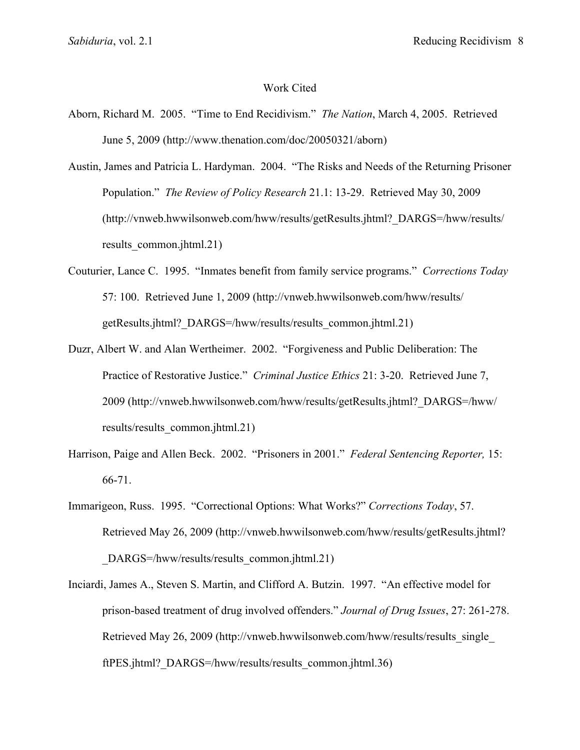## Work Cited

Aborn, Richard M. 2005. "Time to End Recidivism." *The Nation*, March 4, 2005. Retrieved June 5, 2009 (http://www.thenation.com/doc/20050321/aborn)

Austin, James and Patricia L. Hardyman. 2004. "The Risks and Needs of the Returning Prisoner Population." *The Review of Policy Research* 21.1: 13-29. Retrieved May 30, 2009 (http://vnweb.hwwilsonweb.com/hww/results/getResults.jhtml?_DARGS=/hww/results/results_common.jhtml.21)

Couturier, Lance C. 1995. "Inmates benefit from family service programs." *Corrections Today* 57: 100. Retrieved June 1, 2009 (http://vnweb.hwwilsonweb.com/hww/results/getResults.jhtml?_DARGS=/hww/results/results_common.jhtml.21)

Duzr, Albert W. and Alan Wertheimer. 2002. "Forgiveness and Public Deliberation: The Practice of Restorative Justice." *Criminal Justice Ethics* 21: 3-20. Retrieved June 7, 2009 (http://vnweb.hwwilsonweb.com/hww/results/getResults.jhtml?_DARGS=/hww/results/results_common.jhtml.21)

Harrison, Paige and Allen Beck. 2002. "Prisoners in 2001." *Federal Sentencing Reporter,* 15: 66-71.

Immarigeon, Russ. 1995. "Correctional Options: What Works?" *Corrections Today*, 57. Retrieved May 26, 2009 (http://vnweb.hwwilsonweb.com/hww/results/getResults.jhtml?_DARGS=/hww/results/results_common.jhtml.21)

Inciardi, James A., Steven S. Martin, and Clifford A. Butzin. 1997. "An effective model for prison-based treatment of drug involved offenders." *Journal of Drug Issues*, 27: 261-278. Retrieved May 26, 2009 (http://vnweb.hwwilsonweb.com/hww/results/results_single_ftPES.jhtml?_DARGS=/hww/results/results_common.jhtml.36)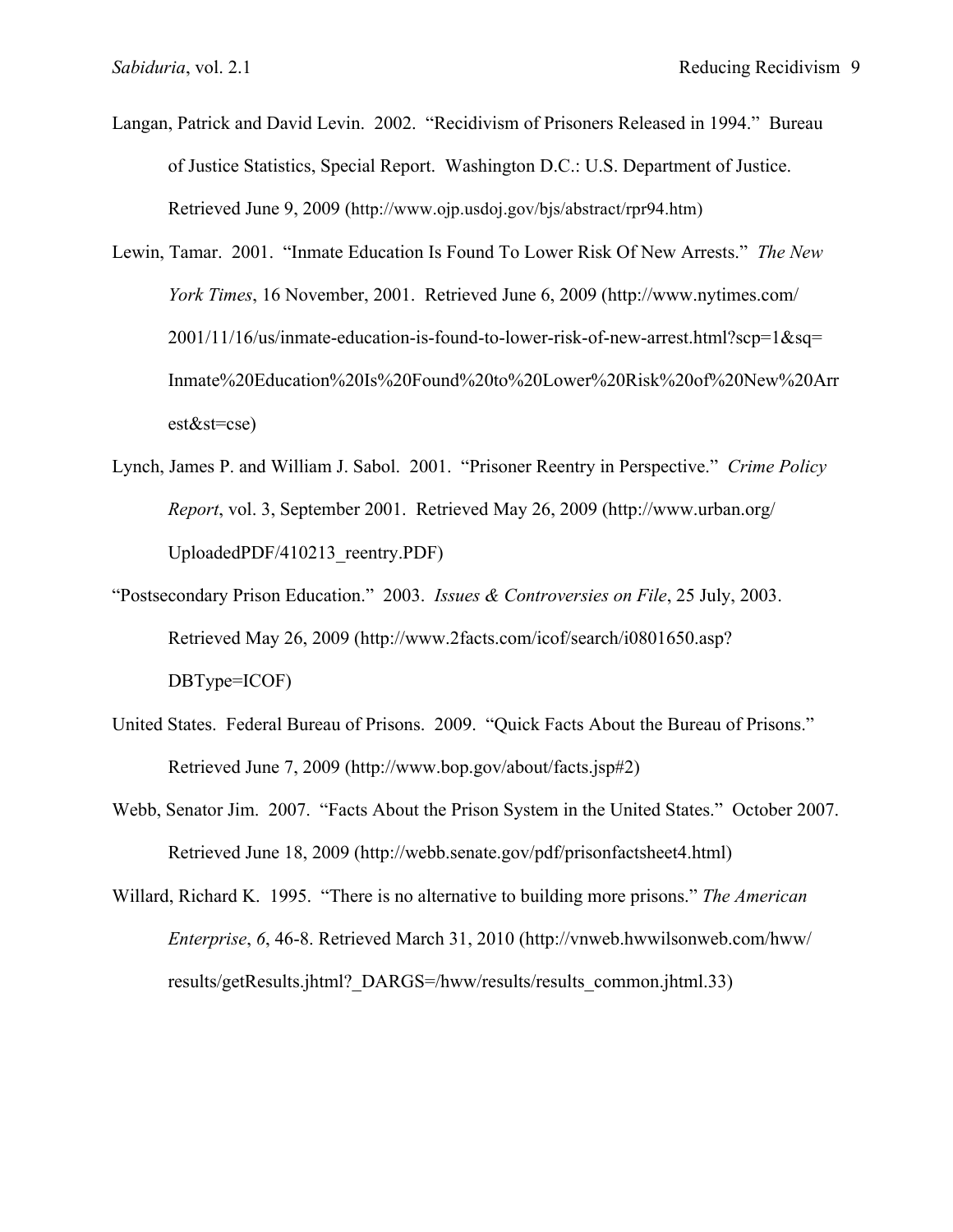Langan, Patrick and David Levin. 2002. "Recidivism of Prisoners Released in 1994." Bureau of Justice Statistics, Special Report. Washington D.C.: U.S. Department of Justice. Retrieved June 9, 2009 (http://www.ojp.usdoj.gov/bjs/abstract/rpr94.htm)

Lewin, Tamar. 2001. "Inmate Education Is Found To Lower Risk Of New Arrests." *The New York Times*, 16 November, 2001. Retrieved June 6, 2009 (http://www.nytimes.com/2001/11/16/us/inmate-education-is-found-to-lower-risk-of-new-arrest.html?scp=1&sq=Inmate%20Education%20Is%20Found%20to%20Lower%20Risk%20of%20New%20Arrest&st=cse)

Lynch, James P. and William J. Sabol. 2001. "Prisoner Reentry in Perspective." *Crime Policy Report*, vol. 3, September 2001. Retrieved May 26, 2009 (http://www.urban.org/UploadedPDF/410213_reentry.PDF)

"Postsecondary Prison Education." 2003. *Issues & Controversies on File*, 25 July, 2003. Retrieved May 26, 2009 (http://www.2facts.com/icof/search/i0801650.asp?DBType=ICOF)

United States. Federal Bureau of Prisons. 2009. "Quick Facts About the Bureau of Prisons." Retrieved June 7, 2009 (http://www.bop.gov/about/facts.jsp#2)

Webb, Senator Jim. 2007. "Facts About the Prison System in the United States." October 2007. Retrieved June 18, 2009 (http://webb.senate.gov/pdf/prisonfactsheet4.html)

Willard, Richard K. 1995. "There is no alternative to building more prisons." *The American Enterprise*, *6*, 46-8. Retrieved March 31, 2010 (http://vnweb.hwwilsonweb.com/hww/results/getResults.jhtml?_DARGS=/hww/results/results_common.jhtml.33)